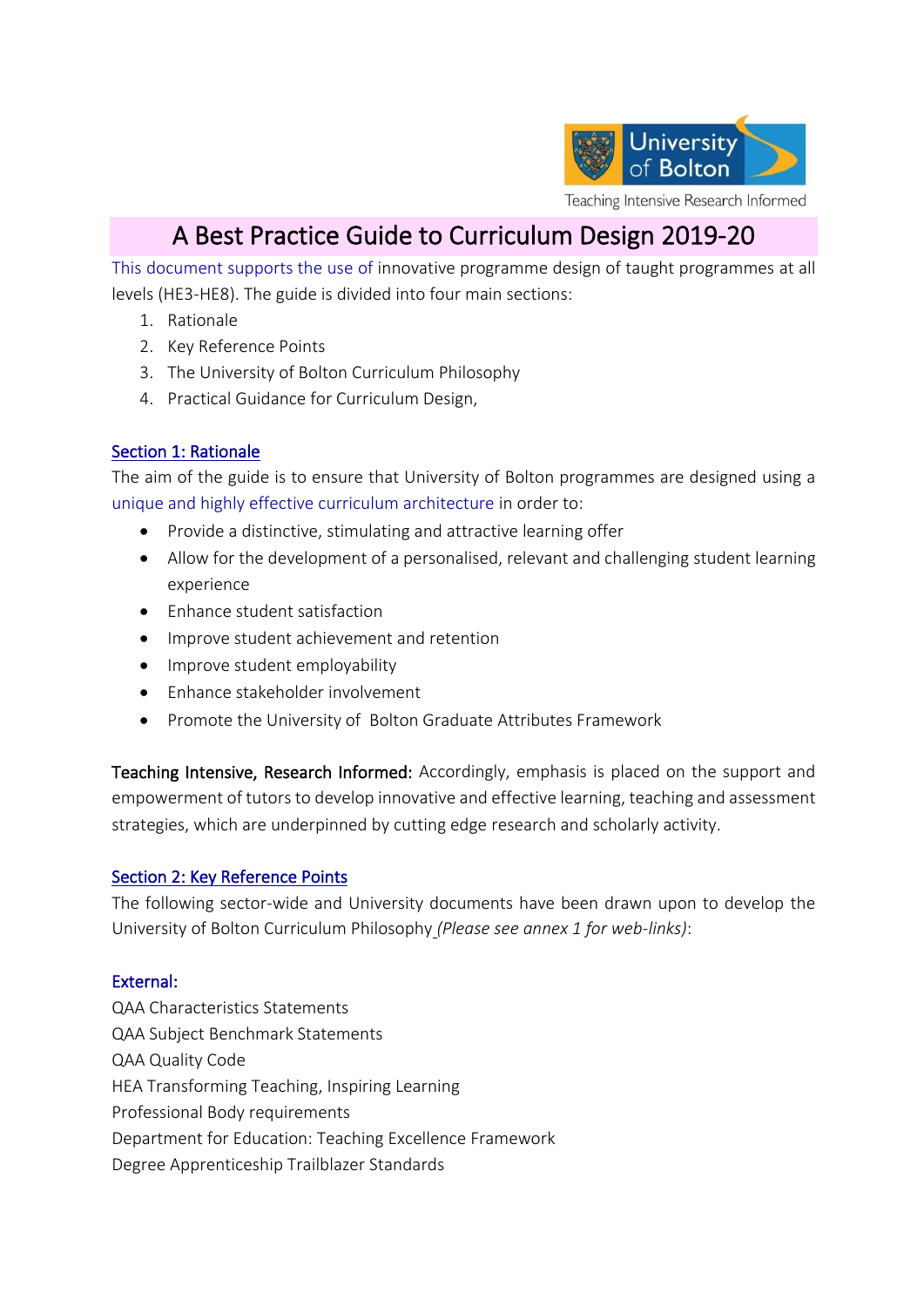# A Best Practice Guide to Curriculum Design 2019-20

This document supports the use of innovative programme design of taught programmes at all levels (HE3-HE8). The guide is divided into four main sections:

1. Rationale
2. Key Reference Points
3. The University of Bolton Curriculum Philosophy
4. Practical Guidance for Curriculum Design,

## Section 1: Rationale

The aim of the guide is to ensure that University of Bolton programmes are designed using a unique and highly effective curriculum architecture in order to:

- Provide a distinctive, stimulating and attractive learning offer
- Allow for the development of a personalised, relevant and challenging student learning experience
- Enhance student satisfaction
- Improve student achievement and retention
- Improve student employability
- Enhance stakeholder involvement
- Promote the University of Bolton Graduate Attributes Framework

**Teaching Intensive, Research Informed:** Accordingly, emphasis is placed on the support and empowerment of tutors to develop innovative and effective learning, teaching and assessment strategies, which are underpinned by cutting edge research and scholarly activity.

## Section 2: Key Reference Points

The following sector-wide and University documents have been drawn upon to develop the University of Bolton Curriculum Philosophy *(Please see annex 1 for web-links)*:

### External:

QAA Characteristics Statements
QAA Subject Benchmark Statements
QAA Quality Code
HEA Transforming Teaching, Inspiring Learning
Professional Body requirements
Department for Education: Teaching Excellence Framework
Degree Apprenticeship Trailblazer Standards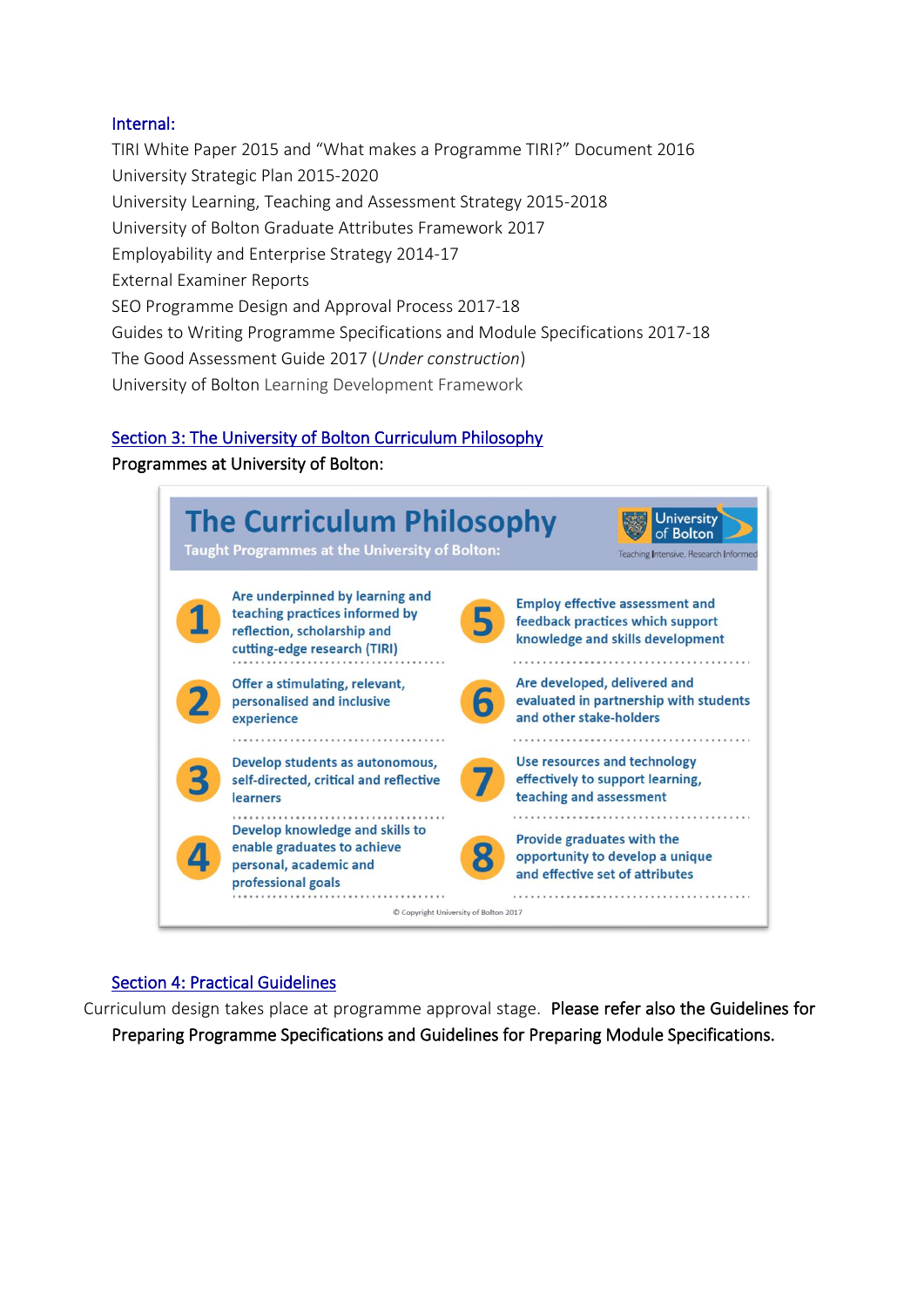### Internal:

TIRI White Paper 2015 and "What makes a Programme TIRI?" Document 2016
University Strategic Plan 2015-2020
University Learning, Teaching and Assessment Strategy 2015-2018
University of Bolton Graduate Attributes Framework 2017
Employability and Enterprise Strategy 2014-17
External Examiner Reports
SEO Programme Design and Approval Process 2017-18
Guides to Writing Programme Specifications and Module Specifications 2017-18
The Good Assessment Guide 2017 (*Under construction*)
University of Bolton Learning Development Framework

## Section 3: The University of Bolton Curriculum Philosophy

Programmes at University of Bolton:

### The Curriculum Philosophy

**Taught Programmes at the University of Bolton:**

University of Bolton
Teaching Intensive, Research Informed

1. Are underpinned by learning and teaching practices informed by reflection, scholarship and cutting-edge research (TIRI)
2. Offer a stimulating, relevant, personalised and inclusive experience
3. Develop students as autonomous, self-directed, critical and reflective learners
4. Develop knowledge and skills to enable graduates to achieve personal, academic and professional goals
5. Employ effective assessment and feedback practices which support knowledge and skills development
6. Are developed, delivered and evaluated in partnership with students and other stake-holders
7. Use resources and technology effectively to support learning, teaching and assessment
8. Provide graduates with the opportunity to develop a unique and effective set of attributes

© Copyright University of Bolton 2017

## Section 4: Practical Guidelines

Curriculum design takes place at programme approval stage. Please refer also the Guidelines for Preparing Programme Specifications and Guidelines for Preparing Module Specifications.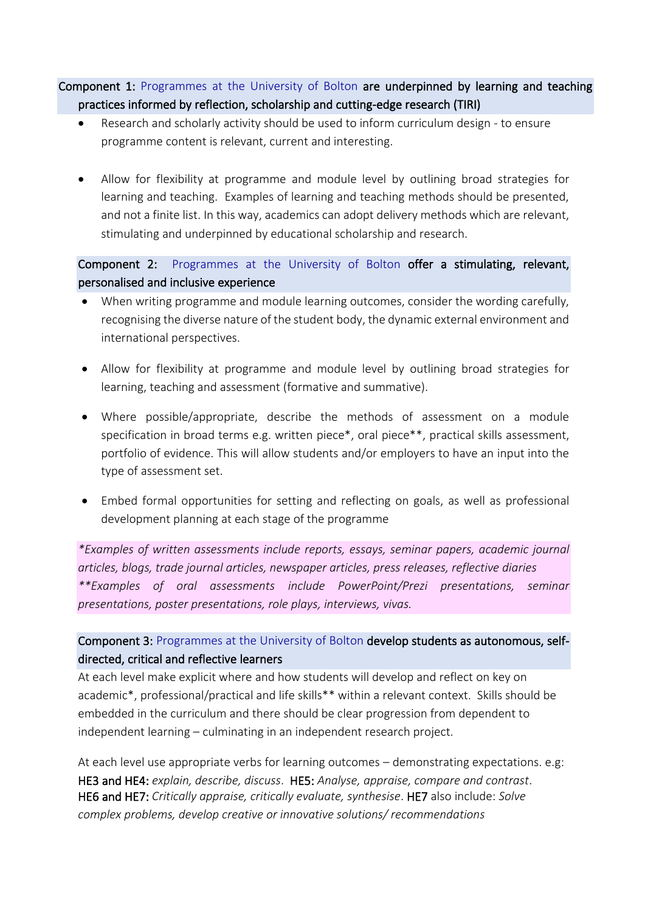**Component 1: Programmes at the University of Bolton are underpinned by learning and teaching practices informed by reflection, scholarship and cutting-edge research (TIRI)**

- Research and scholarly activity should be used to inform curriculum design - to ensure programme content is relevant, current and interesting.

- Allow for flexibility at programme and module level by outlining broad strategies for learning and teaching. Examples of learning and teaching methods should be presented, and not a finite list. In this way, academics can adopt delivery methods which are relevant, stimulating and underpinned by educational scholarship and research.

**Component 2: Programmes at the University of Bolton offer a stimulating, relevant, personalised and inclusive experience**

- When writing programme and module learning outcomes, consider the wording carefully, recognising the diverse nature of the student body, the dynamic external environment and international perspectives.

- Allow for flexibility at programme and module level by outlining broad strategies for learning, teaching and assessment (formative and summative).

- Where possible/appropriate, describe the methods of assessment on a module specification in broad terms e.g. written piece*, oral piece**, practical skills assessment, portfolio of evidence. This will allow students and/or employers to have an input into the type of assessment set.

- Embed formal opportunities for setting and reflecting on goals, as well as professional development planning at each stage of the programme

*\*Examples of written assessments include reports, essays, seminar papers, academic journal articles, blogs, trade journal articles, newspaper articles, press releases, reflective diaries*
*\*\*Examples of oral assessments include PowerPoint/Prezi presentations, seminar presentations, poster presentations, role plays, interviews, vivas.*

**Component 3: Programmes at the University of Bolton develop students as autonomous, self-directed, critical and reflective learners**

At each level make explicit where and how students will develop and reflect on key on academic*, professional/practical and life skills** within a relevant context. Skills should be embedded in the curriculum and there should be clear progression from dependent to independent learning – culminating in an independent research project.

At each level use appropriate verbs for learning outcomes – demonstrating expectations. e.g:
**HE3 and HE4:** *explain, describe, discuss*. **HE5:** *Analyse, appraise, compare and contrast*.
**HE6 and HE7:** *Critically appraise, critically evaluate, synthesise*. **HE7** also include: *Solve complex problems, develop creative or innovative solutions/ recommendations*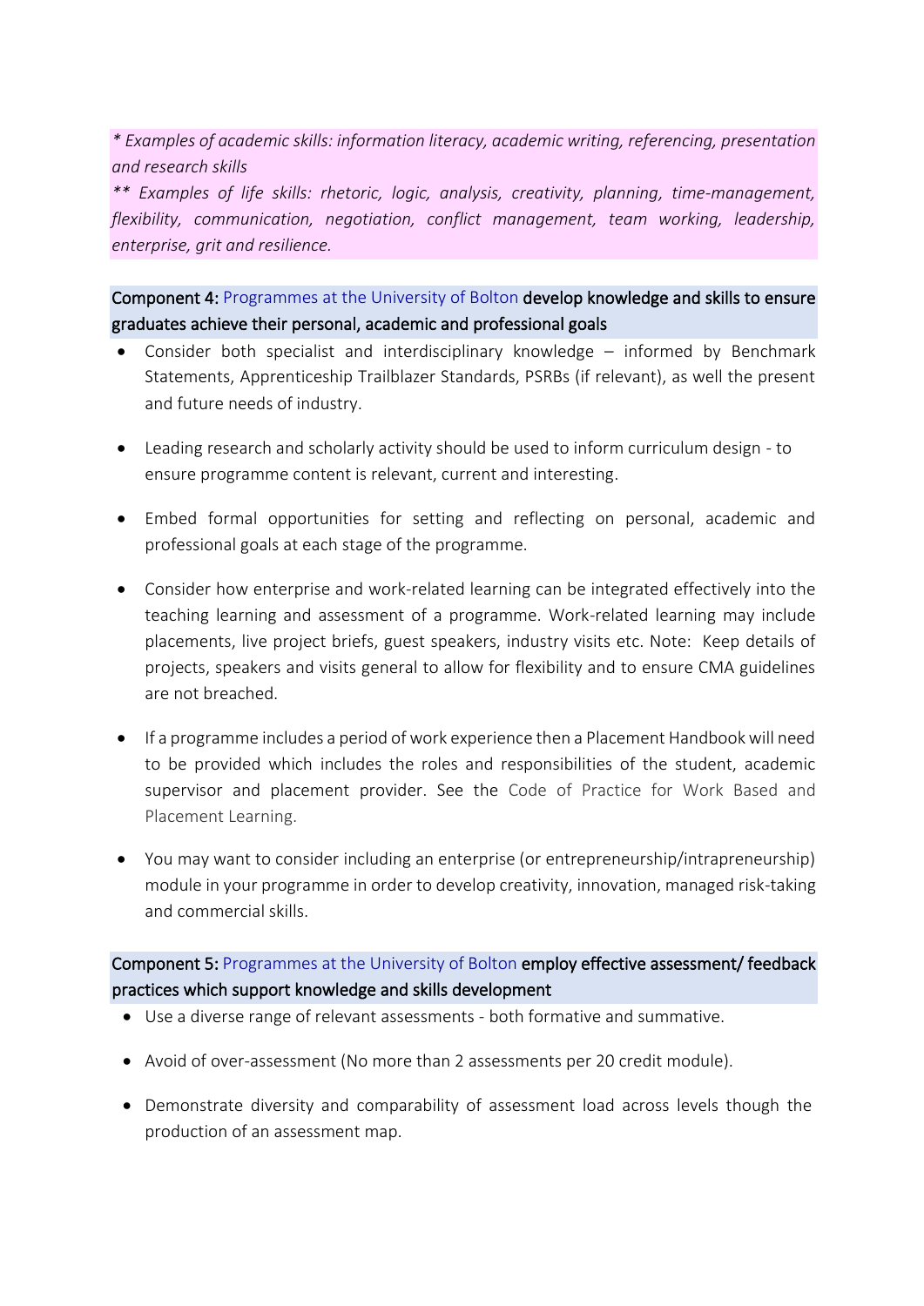*\* Examples of academic skills: information literacy, academic writing, referencing, presentation and research skills*

*\*\* Examples of life skills: rhetoric, logic, analysis, creativity, planning, time-management, flexibility, communication, negotiation, conflict management, team working, leadership, enterprise, grit and resilience.*

**Component 4:** Programmes at the University of Bolton **develop knowledge and skills to ensure graduates achieve their personal, academic and professional goals**

- Consider both specialist and interdisciplinary knowledge – informed by Benchmark Statements, Apprenticeship Trailblazer Standards, PSRBs (if relevant), as well the present and future needs of industry.

- Leading research and scholarly activity should be used to inform curriculum design - to ensure programme content is relevant, current and interesting.

- Embed formal opportunities for setting and reflecting on personal, academic and professional goals at each stage of the programme.

- Consider how enterprise and work-related learning can be integrated effectively into the teaching learning and assessment of a programme. Work-related learning may include placements, live project briefs, guest speakers, industry visits etc. Note: Keep details of projects, speakers and visits general to allow for flexibility and to ensure CMA guidelines are not breached.

- If a programme includes a period of work experience then a Placement Handbook will need to be provided which includes the roles and responsibilities of the student, academic supervisor and placement provider. See the Code of Practice for Work Based and Placement Learning.

- You may want to consider including an enterprise (or entrepreneurship/intrapreneurship) module in your programme in order to develop creativity, innovation, managed risk-taking and commercial skills.

**Component 5:** Programmes at the University of Bolton **employ effective assessment/ feedback practices which support knowledge and skills development**

- Use a diverse range of relevant assessments - both formative and summative.

- Avoid of over-assessment (No more than 2 assessments per 20 credit module).

- Demonstrate diversity and comparability of assessment load across levels though the production of an assessment map.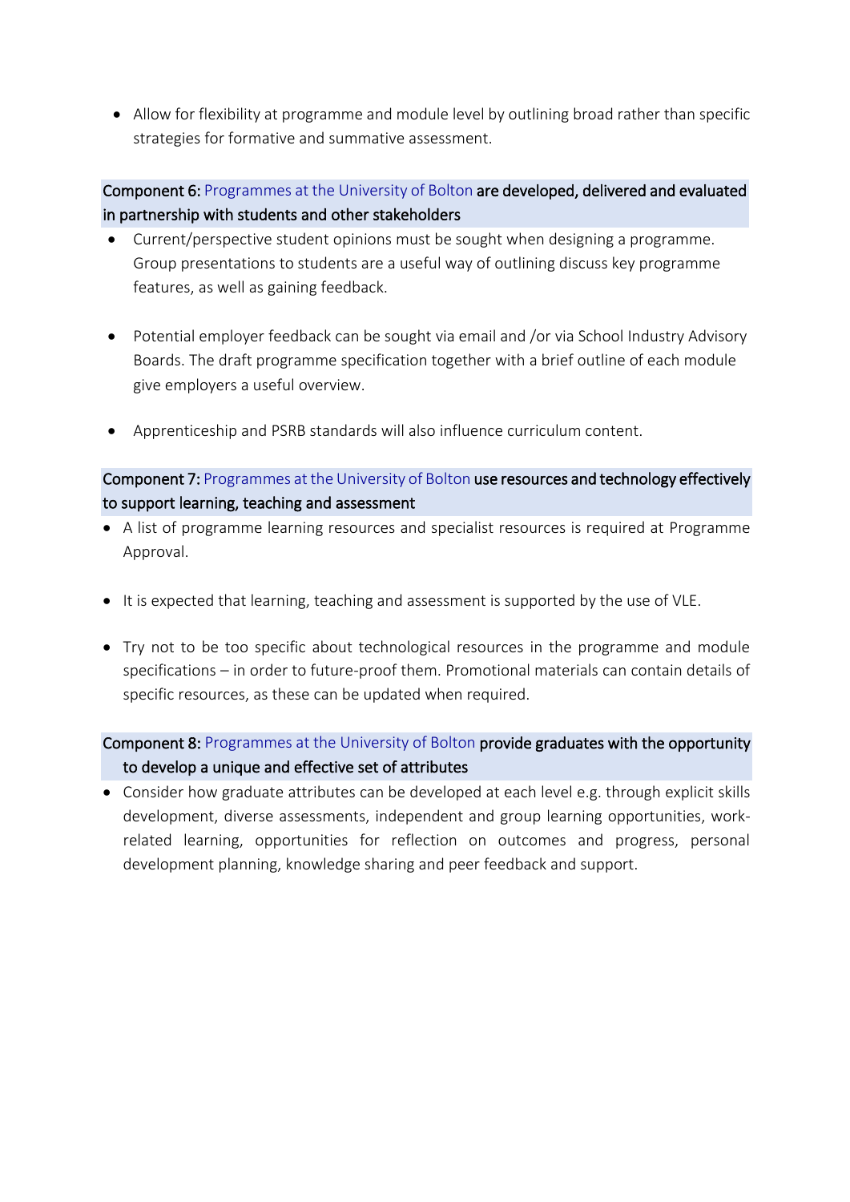- Allow for flexibility at programme and module level by outlining broad rather than specific strategies for formative and summative assessment.

**Component 6:** Programmes at the University of Bolton **are developed, delivered and evaluated in partnership with students and other stakeholders**

- Current/perspective student opinions must be sought when designing a programme. Group presentations to students are a useful way of outlining discuss key programme features, as well as gaining feedback.

- Potential employer feedback can be sought via email and /or via School Industry Advisory Boards. The draft programme specification together with a brief outline of each module give employers a useful overview.

- Apprenticeship and PSRB standards will also influence curriculum content.

**Component 7:** Programmes at the University of Bolton **use resources and technology effectively to support learning, teaching and assessment**

- A list of programme learning resources and specialist resources is required at Programme Approval.

- It is expected that learning, teaching and assessment is supported by the use of VLE.

- Try not to be too specific about technological resources in the programme and module specifications – in order to future-proof them. Promotional materials can contain details of specific resources, as these can be updated when required.

**Component 8:** Programmes at the University of Bolton **provide graduates with the opportunity to develop a unique and effective set of attributes**

- Consider how graduate attributes can be developed at each level e.g. through explicit skills development, diverse assessments, independent and group learning opportunities, work-related learning, opportunities for reflection on outcomes and progress, personal development planning, knowledge sharing and peer feedback and support.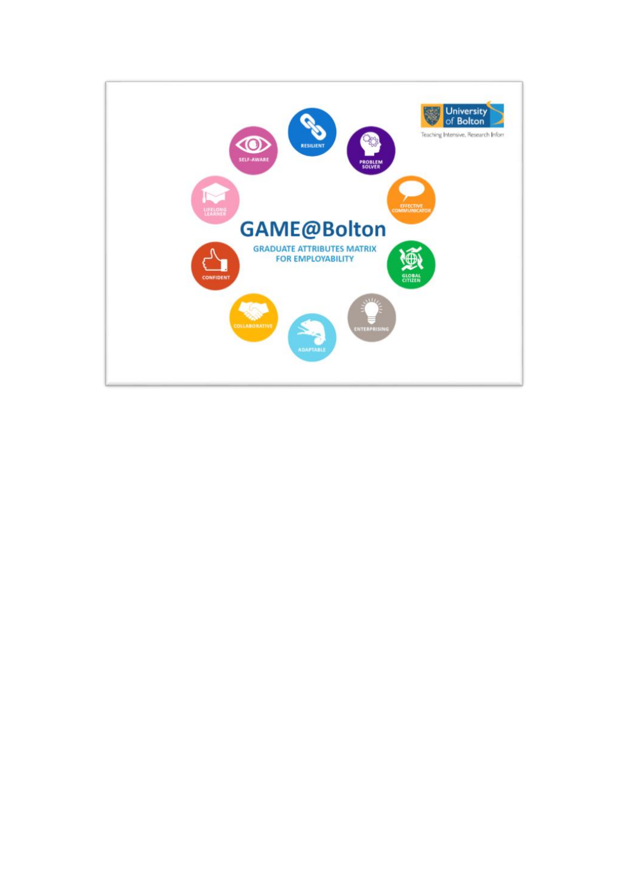University of Bolton

Teaching Intensive, Research Inforn

# GAME@Bolton

GRADUATE ATTRIBUTES MATRIX FOR EMPLOYABILITY

RESILIENT

PROBLEM SOLVER

EFFECTIVE COMMUNICATOR

GLOBAL CITIZEN

ENTERPRISING

ADAPTABLE

COLLABORATIVE

CONFIDENT

LIFELONG LEARNER

SELF-AWARE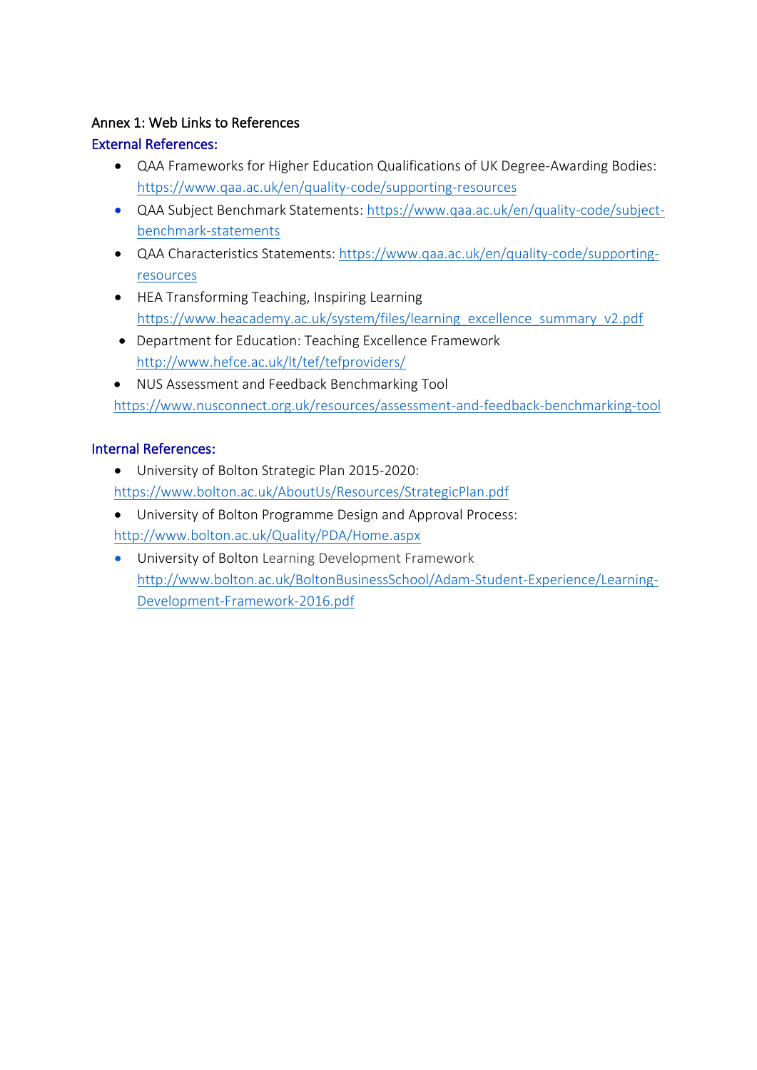## Annex 1: Web Links to References

### External References:

- QAA Frameworks for Higher Education Qualifications of UK Degree-Awarding Bodies: https://www.qaa.ac.uk/en/quality-code/supporting-resources
- QAA Subject Benchmark Statements: https://www.qaa.ac.uk/en/quality-code/subject-benchmark-statements
- QAA Characteristics Statements: https://www.qaa.ac.uk/en/quality-code/supporting-resources
- HEA Transforming Teaching, Inspiring Learning https://www.heacademy.ac.uk/system/files/learning_excellence_summary_v2.pdf
- Department for Education: Teaching Excellence Framework http://www.hefce.ac.uk/lt/tef/tefproviders/
- NUS Assessment and Feedback Benchmarking Tool https://www.nusconnect.org.uk/resources/assessment-and-feedback-benchmarking-tool

### Internal References:

- University of Bolton Strategic Plan 2015-2020: https://www.bolton.ac.uk/AboutUs/Resources/StrategicPlan.pdf
- University of Bolton Programme Design and Approval Process: http://www.bolton.ac.uk/Quality/PDA/Home.aspx
- University of Bolton Learning Development Framework http://www.bolton.ac.uk/BoltonBusinessSchool/Adam-Student-Experience/Learning-Development-Framework-2016.pdf